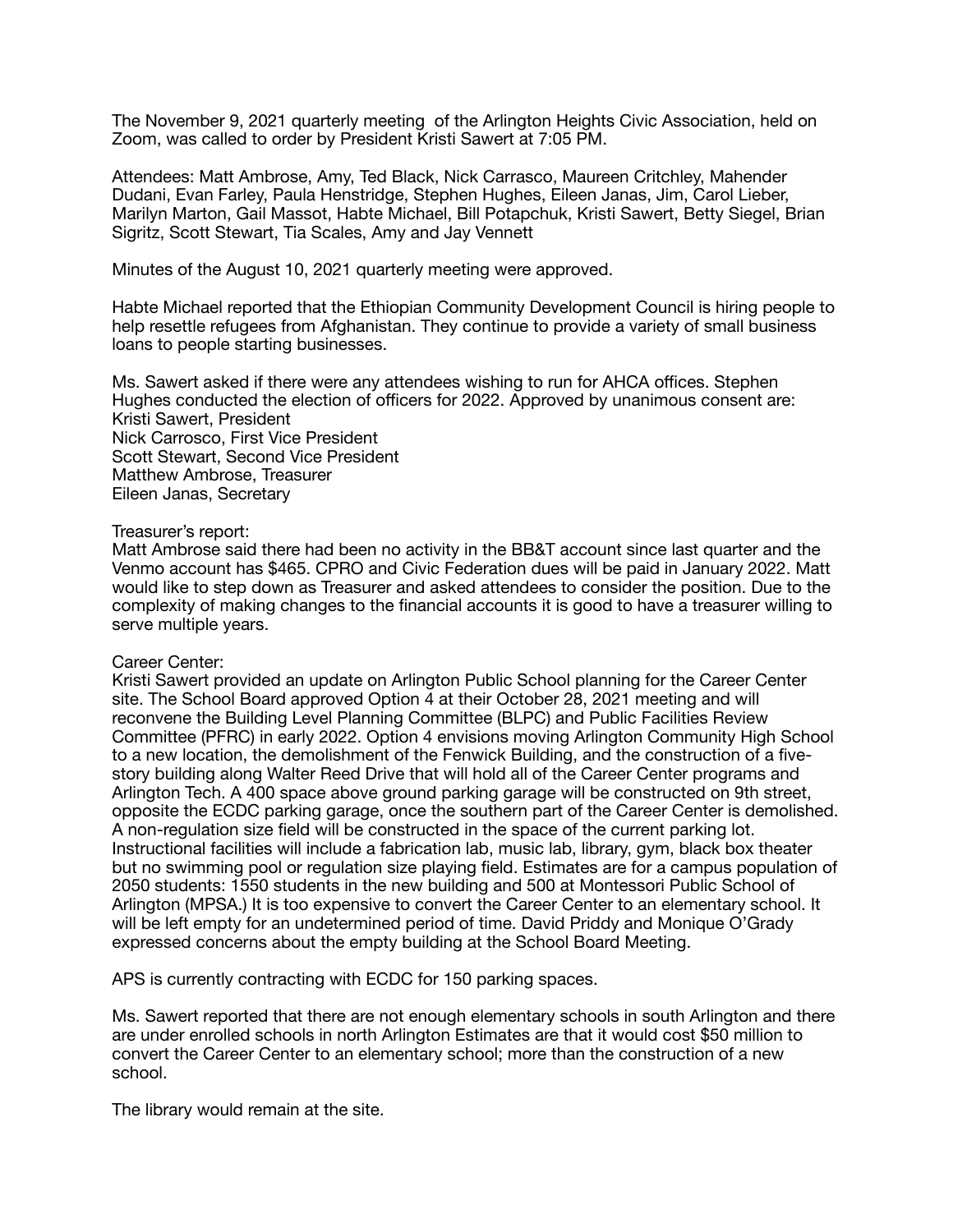The November 9, 2021 quarterly meeting  of the Arlington Heights Civic Association, held on Zoom, was called to order by President Kristi Sawert at 7:05 PM.

Attendees: Matt Ambrose, Amy, Ted Black, Nick Carrasco, Maureen Critchley, Mahender Dudani, Evan Farley, Paula Henstridge, Stephen Hughes, Eileen Janas, Jim, Carol Lieber, Marilyn Marton, Gail Massot, Habte Michael, Bill Potapchuk, Kristi Sawert, Betty Siegel, Brian Sigritz, Scott Stewart, Tia Scales, Amy and Jay Vennett

Minutes of the August 10, 2021 quarterly meeting were approved.

Habte Michael reported that the Ethiopian Community Development Council is hiring people to help resettle refugees from Afghanistan. They continue to provide a variety of small business loans to people starting businesses.

Ms. Sawert asked if there were any attendees wishing to run for AHCA offices. Stephen Hughes conducted the election of officers for 2022. Approved by unanimous consent are:
Kristi Sawert, President
Nick Carrosco, First Vice President
Scott Stewart, Second Vice President
Matthew Ambrose, Treasurer
Eileen Janas, Secretary

Treasurer's report:
Matt Ambrose said there had been no activity in the BB&T account since last quarter and the Venmo account has $465. CPRO and Civic Federation dues will be paid in January 2022. Matt would like to step down as Treasurer and asked attendees to consider the position. Due to the complexity of making changes to the financial accounts it is good to have a treasurer willing to serve multiple years.

Career Center:
Kristi Sawert provided an update on Arlington Public School planning for the Career Center site. The School Board approved Option 4 at their October 28, 2021 meeting and will reconvene the Building Level Planning Committee (BLPC) and Public Facilities Review Committee (PFRC) in early 2022. Option 4 envisions moving Arlington Community High School to a new location, the demolishment of the Fenwick Building, and the construction of a five-story building along Walter Reed Drive that will hold all of the Career Center programs and Arlington Tech. A 400 space above ground parking garage will be constructed on 9th street, opposite the ECDC parking garage, once the southern part of the Career Center is demolished. A non-regulation size field will be constructed in the space of the current parking lot. Instructional facilities will include a fabrication lab, music lab, library, gym, black box theater but no swimming pool or regulation size playing field. Estimates are for a campus population of 2050 students: 1550 students in the new building and 500 at Montessori Public School of Arlington (MPSA.) It is too expensive to convert the Career Center to an elementary school. It will be left empty for an undetermined period of time. David Priddy and Monique O'Grady expressed concerns about the empty building at the School Board Meeting.

APS is currently contracting with ECDC for 150 parking spaces.

Ms. Sawert reported that there are not enough elementary schools in south Arlington and there are under enrolled schools in north Arlington Estimates are that it would cost $50 million to convert the Career Center to an elementary school; more than the construction of a new school.

The library would remain at the site.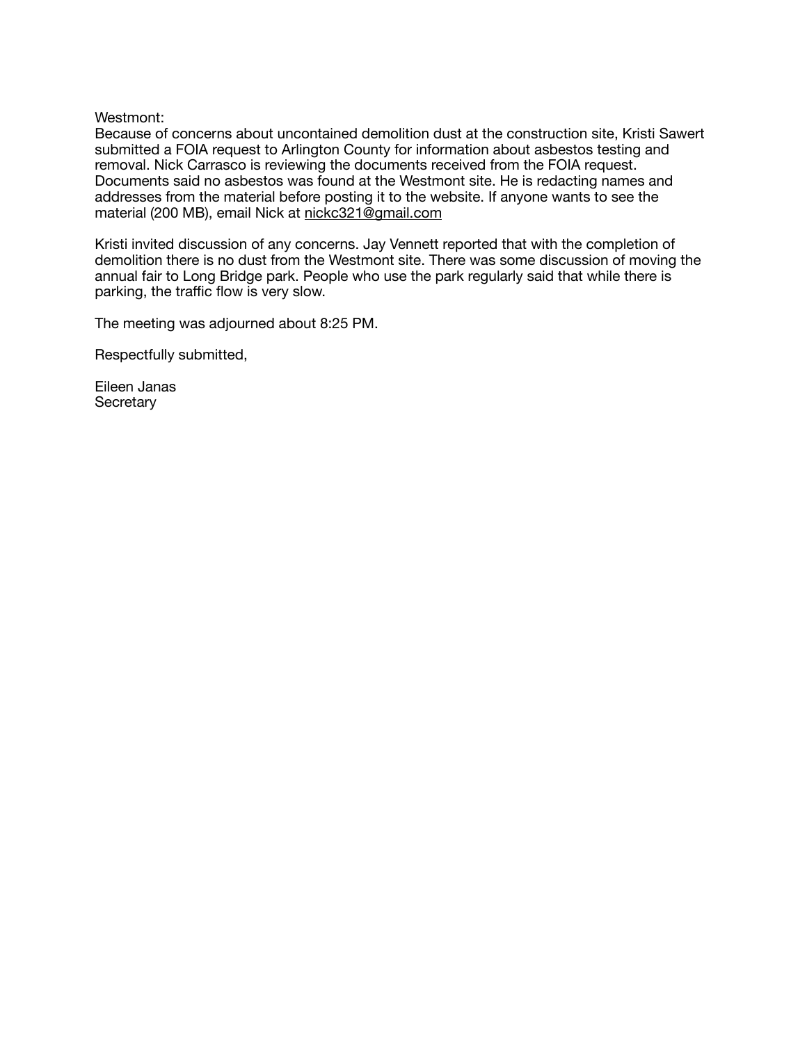Westmont:
Because of concerns about uncontained demolition dust at the construction site, Kristi Sawert submitted a FOIA request to Arlington County for information about asbestos testing and removal. Nick Carrasco is reviewing the documents received from the FOIA request. Documents said no asbestos was found at the Westmont site. He is redacting names and addresses from the material before posting it to the website. If anyone wants to see the material (200 MB), email Nick at nickc321@gmail.com

Kristi invited discussion of any concerns. Jay Vennett reported that with the completion of demolition there is no dust from the Westmont site. There was some discussion of moving the annual fair to Long Bridge park. People who use the park regularly said that while there is parking, the traffic flow is very slow.

The meeting was adjourned about 8:25 PM.

Respectfully submitted,

Eileen Janas
Secretary